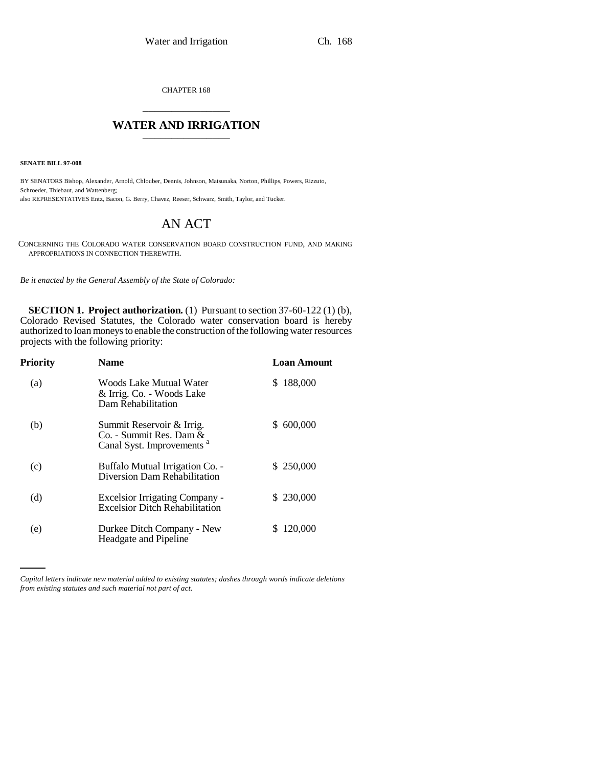CHAPTER 168

# WATER AND IRRIGATION

**SENATE BILL 97-008**

BY SENATORS Bishop, Alexander, Arnold, Chlouber, Dennis, Johnson, Matsunaka, Norton, Phillips, Powers, Rizzuto, Schroeder, Thiebaut, and Wattenberg;
also REPRESENTATIVES Entz, Bacon, G. Berry, Chavez, Reeser, Schwarz, Smith, Taylor, and Tucker.

## AN ACT

CONCERNING THE COLORADO WATER CONSERVATION BOARD CONSTRUCTION FUND, AND MAKING APPROPRIATIONS IN CONNECTION THEREWITH.

*Be it enacted by the General Assembly of the State of Colorado:*

**SECTION 1. Project authorization.** (1) Pursuant to section 37-60-122 (1) (b), Colorado Revised Statutes, the Colorado water conservation board is hereby authorized to loan moneys to enable the construction of the following water resources projects with the following priority:

| Priority | Name | Loan Amount |
|---|---|---|
| (a) | Woods Lake Mutual Water & Irrig. Co. - Woods Lake Dam Rehabilitation | $ 188,000 |
| (b) | Summit Reservoir & Irrig. Co. - Summit Res. Dam & Canal Syst. Improvements [a] | $ 600,000 |
| (c) | Buffalo Mutual Irrigation Co. - Diversion Dam Rehabilitation | $ 250,000 |
| (d) | Excelsior Irrigating Company - Excelsior Ditch Rehabilitation | $ 230,000 |
| (e) | Durkee Ditch Company - New Headgate and Pipeline | $ 120,000 |

*Capital letters indicate new material added to existing statutes; dashes through words indicate deletions from existing statutes and such material not part of act.*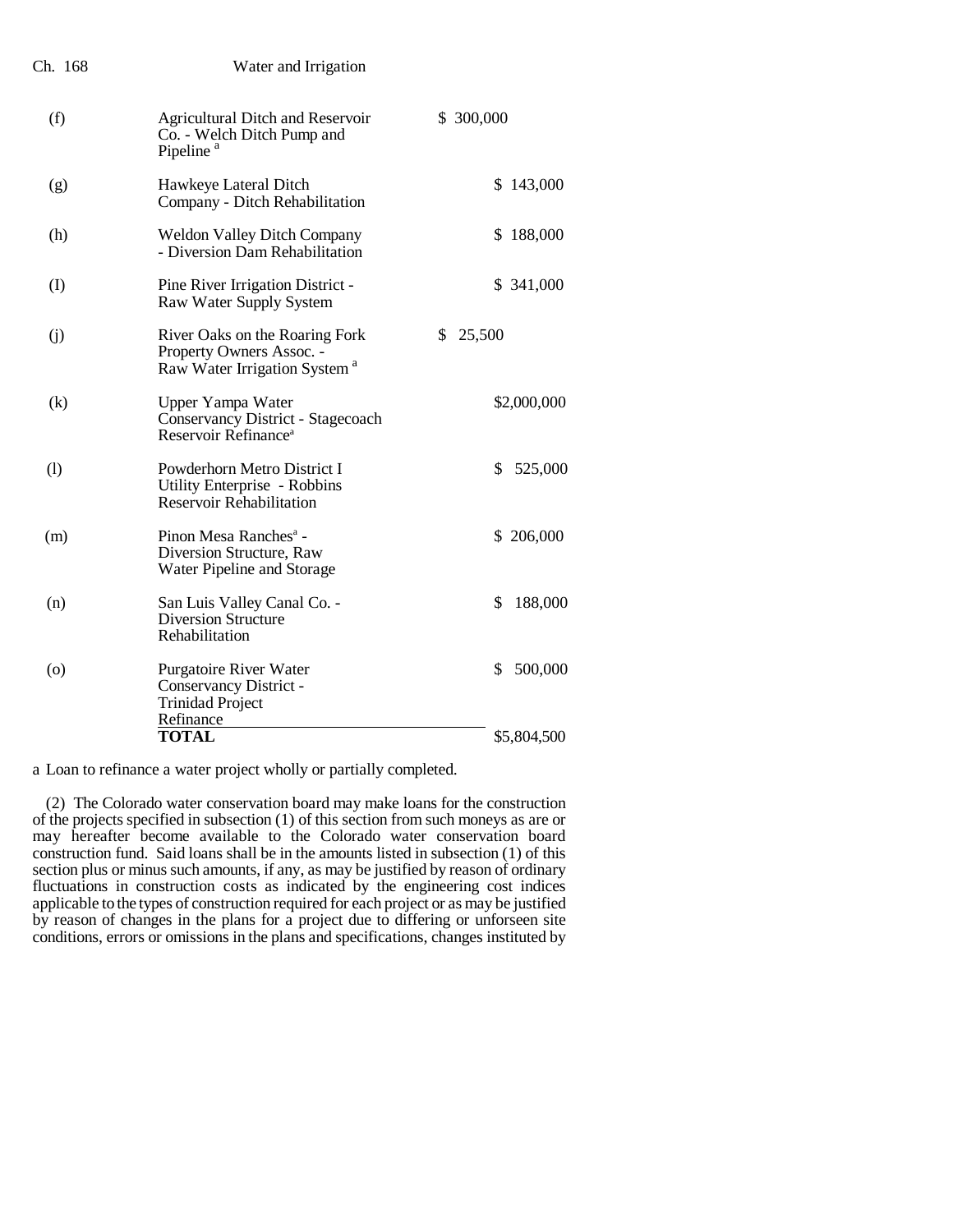| | | |
|---|---|---|
| (f) | Agricultural Ditch and Reservoir Co. - Welch Ditch Pump and Pipeline [a] | $ 300,000 |
| (g) | Hawkeye Lateral Ditch Company - Ditch Rehabilitation | $ 143,000 |
| (h) | Weldon Valley Ditch Company - Diversion Dam Rehabilitation | $ 188,000 |
| (I) | Pine River Irrigation District - Raw Water Supply System | $ 341,000 |
| (j) | River Oaks on the Roaring Fork Property Owners Assoc. - Raw Water Irrigation System [a] | $ 25,500 |
| (k) | Upper Yampa Water Conservancy District - Stagecoach Reservoir Refinance[a] | $2,000,000 |
| (l) | Powderhorn Metro District I Utility Enterprise - Robbins Reservoir Rehabilitation | $ 525,000 |
| (m) | Pinon Mesa Ranches[a] - Diversion Structure, Raw Water Pipeline and Storage | $ 206,000 |
| (n) | San Luis Valley Canal Co. - Diversion Structure Rehabilitation | $ 188,000 |
| (o) | Purgatoire River Water Conservancy District - Trinidad Project Refinance | $ 500,000 |
| | **TOTAL** | $5,804,500 |

a Loan to refinance a water project wholly or partially completed.

(2) The Colorado water conservation board may make loans for the construction of the projects specified in subsection (1) of this section from such moneys as are or may hereafter become available to the Colorado water conservation board construction fund. Said loans shall be in the amounts listed in subsection (1) of this section plus or minus such amounts, if any, as may be justified by reason of ordinary fluctuations in construction costs as indicated by the engineering cost indices applicable to the types of construction required for each project or as may be justified by reason of changes in the plans for a project due to differing or unforseen site conditions, errors or omissions in the plans and specifications, changes instituted by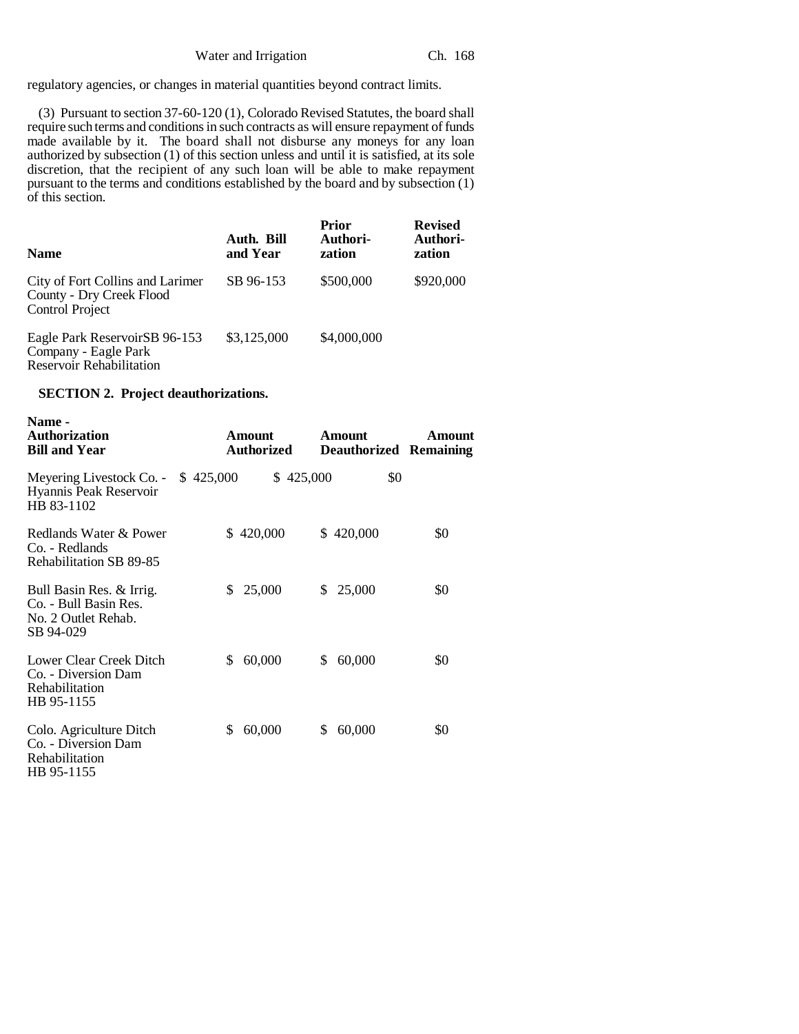regulatory agencies, or changes in material quantities beyond contract limits.

(3) Pursuant to section 37-60-120 (1), Colorado Revised Statutes, the board shall require such terms and conditions in such contracts as will ensure repayment of funds made available by it. The board shall not disburse any moneys for any loan authorized by subsection (1) of this section unless and until it is satisfied, at its sole discretion, that the recipient of any such loan will be able to make repayment pursuant to the terms and conditions established by the board and by subsection (1) of this section.

| Name | Auth. Bill and Year | Prior Authorization | Revised Authorization |
|---|---|---|---|
| City of Fort Collins and Larimer County - Dry Creek Flood Control Project | SB 96-153 | $500,000 | $920,000 |
| Eagle Park Reservoir Company - Eagle Park Reservoir Rehabilitation | SB 96-153 | $3,125,000 | $4,000,000 |

**SECTION 2. Project deauthorizations.**

| Name - Authorization Bill and Year | Amount Authorized | Amount Deauthorized | Amount Remaining |
|---|---|---|---|
| Meyering Livestock Co. - Hyannis Peak Reservoir HB 83-1102 | $ 425,000 | $ 425,000 | $0 |
| Redlands Water & Power Co. - Redlands Rehabilitation SB 89-85 | $ 420,000 | $ 420,000 | $0 |
| Bull Basin Res. & Irrig. Co. - Bull Basin Res. No. 2 Outlet Rehab. SB 94-029 | $ 25,000 | $ 25,000 | $0 |
| Lower Clear Creek Ditch Co. - Diversion Dam Rehabilitation HB 95-1155 | $ 60,000 | $ 60,000 | $0 |
| Colo. Agriculture Ditch Co. - Diversion Dam Rehabilitation HB 95-1155 | $ 60,000 | $ 60,000 | $0 |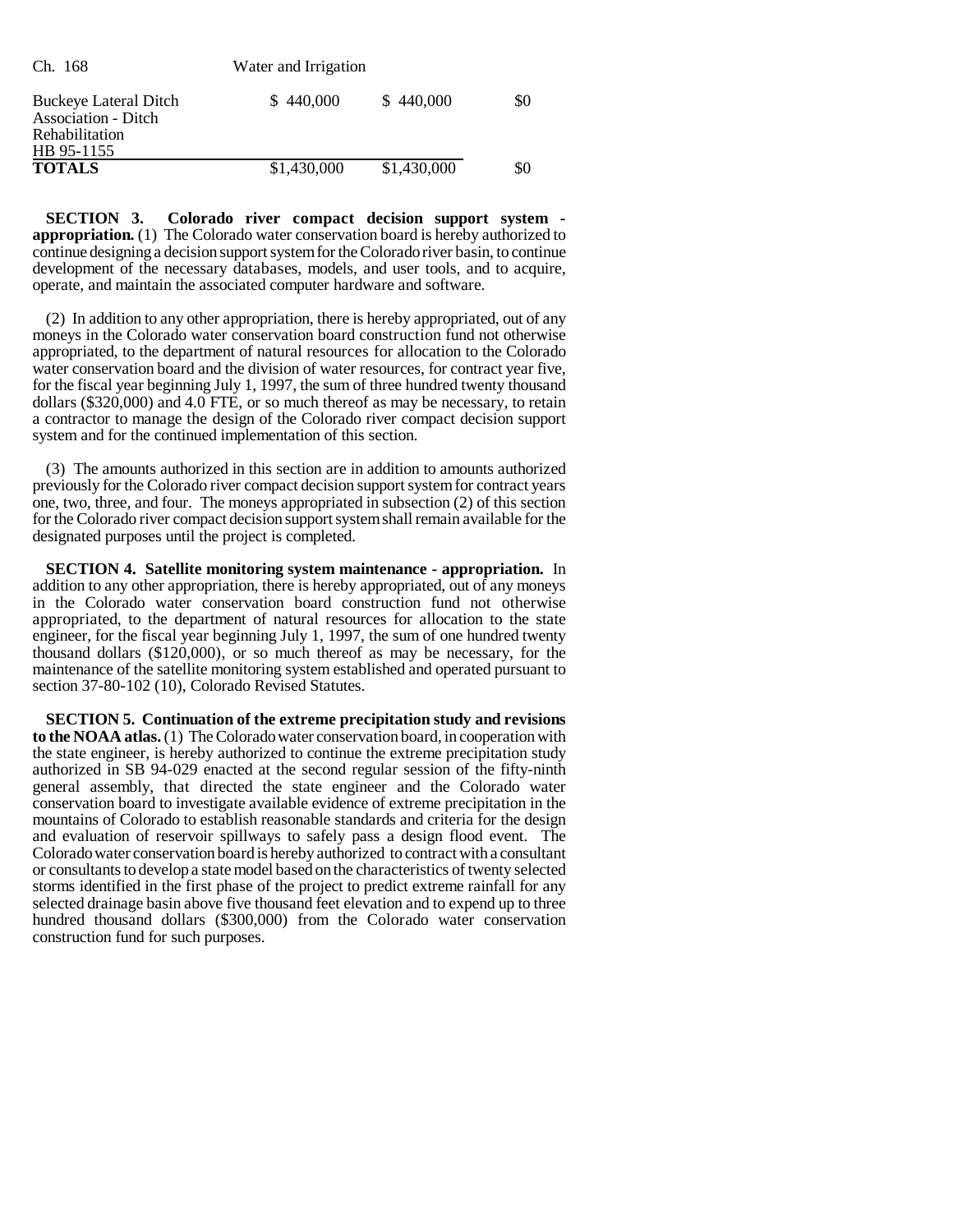| | | | |
|---|---|---|---|
| Buckeye Lateral Ditch Association - Ditch Rehabilitation HB 95-1155 | $ 440,000 | $ 440,000 | $0 |
| **TOTALS** | $1,430,000 | $1,430,000 | $0 |

**SECTION 3. Colorado river compact decision support system - appropriation.** (1) The Colorado water conservation board is hereby authorized to continue designing a decision support system for the Colorado river basin, to continue development of the necessary databases, models, and user tools, and to acquire, operate, and maintain the associated computer hardware and software.

(2) In addition to any other appropriation, there is hereby appropriated, out of any moneys in the Colorado water conservation board construction fund not otherwise appropriated, to the department of natural resources for allocation to the Colorado water conservation board and the division of water resources, for contract year five, for the fiscal year beginning July 1, 1997, the sum of three hundred twenty thousand dollars ($320,000) and 4.0 FTE, or so much thereof as may be necessary, to retain a contractor to manage the design of the Colorado river compact decision support system and for the continued implementation of this section.

(3) The amounts authorized in this section are in addition to amounts authorized previously for the Colorado river compact decision support system for contract years one, two, three, and four. The moneys appropriated in subsection (2) of this section for the Colorado river compact decision support system shall remain available for the designated purposes until the project is completed.

**SECTION 4. Satellite monitoring system maintenance - appropriation.** In addition to any other appropriation, there is hereby appropriated, out of any moneys in the Colorado water conservation board construction fund not otherwise appropriated, to the department of natural resources for allocation to the state engineer, for the fiscal year beginning July 1, 1997, the sum of one hundred twenty thousand dollars ($120,000), or so much thereof as may be necessary, for the maintenance of the satellite monitoring system established and operated pursuant to section 37-80-102 (10), Colorado Revised Statutes.

**SECTION 5. Continuation of the extreme precipitation study and revisions to the NOAA atlas.** (1) The Colorado water conservation board, in cooperation with the state engineer, is hereby authorized to continue the extreme precipitation study authorized in SB 94-029 enacted at the second regular session of the fifty-ninth general assembly, that directed the state engineer and the Colorado water conservation board to investigate available evidence of extreme precipitation in the mountains of Colorado to establish reasonable standards and criteria for the design and evaluation of reservoir spillways to safely pass a design flood event. The Colorado water conservation board is hereby authorized to contract with a consultant or consultants to develop a state model based on the characteristics of twenty selected storms identified in the first phase of the project to predict extreme rainfall for any selected drainage basin above five thousand feet elevation and to expend up to three hundred thousand dollars ($300,000) from the Colorado water conservation construction fund for such purposes.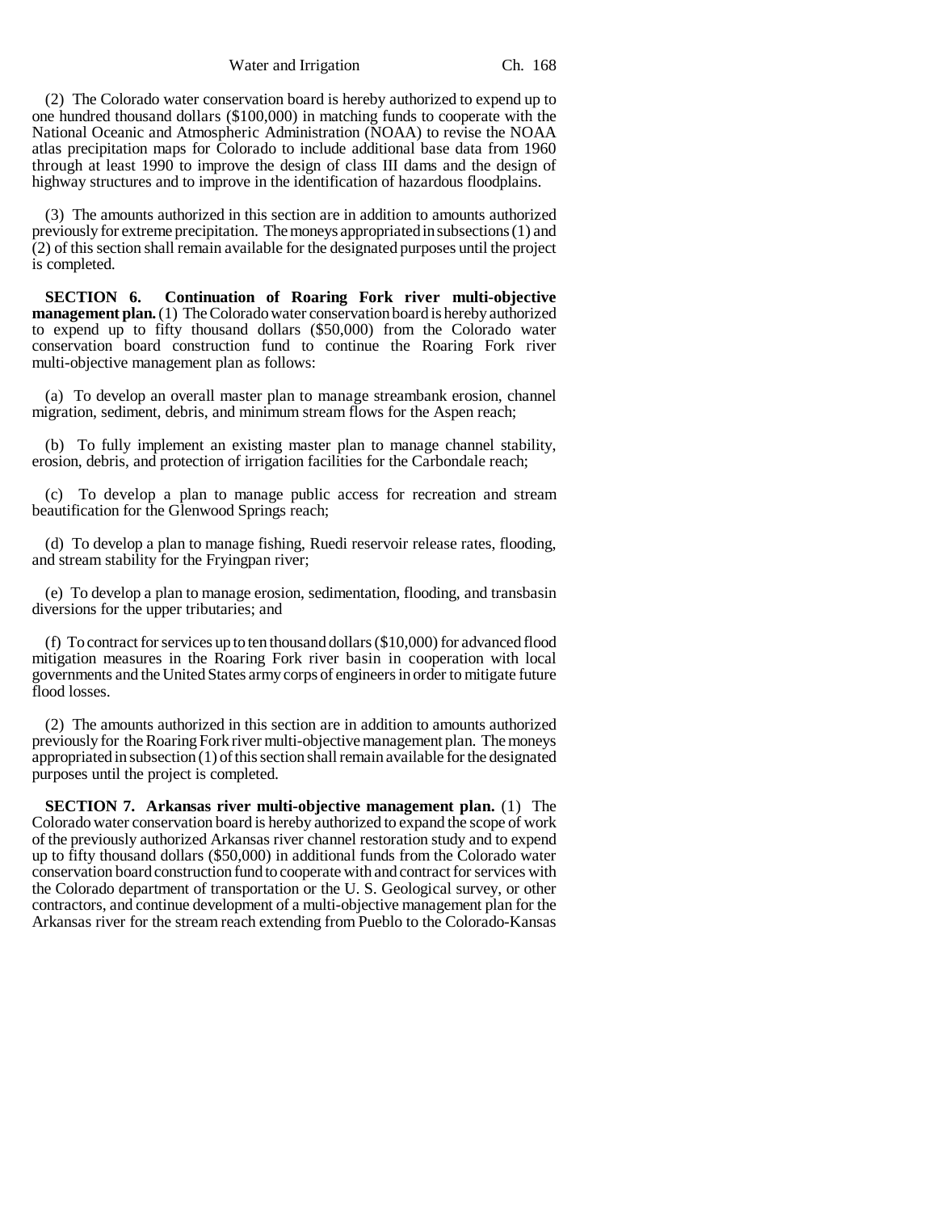(2) The Colorado water conservation board is hereby authorized to expend up to one hundred thousand dollars ($100,000) in matching funds to cooperate with the National Oceanic and Atmospheric Administration (NOAA) to revise the NOAA atlas precipitation maps for Colorado to include additional base data from 1960 through at least 1990 to improve the design of class III dams and the design of highway structures and to improve in the identification of hazardous floodplains.

(3) The amounts authorized in this section are in addition to amounts authorized previously for extreme precipitation. The moneys appropriated in subsections (1) and (2) of this section shall remain available for the designated purposes until the project is completed.

**SECTION 6. Continuation of Roaring Fork river multi-objective management plan.** (1) The Colorado water conservation board is hereby authorized to expend up to fifty thousand dollars ($50,000) from the Colorado water conservation board construction fund to continue the Roaring Fork river multi-objective management plan as follows:

(a) To develop an overall master plan to manage streambank erosion, channel migration, sediment, debris, and minimum stream flows for the Aspen reach;

(b) To fully implement an existing master plan to manage channel stability, erosion, debris, and protection of irrigation facilities for the Carbondale reach;

(c) To develop a plan to manage public access for recreation and stream beautification for the Glenwood Springs reach;

(d) To develop a plan to manage fishing, Ruedi reservoir release rates, flooding, and stream stability for the Fryingpan river;

(e) To develop a plan to manage erosion, sedimentation, flooding, and transbasin diversions for the upper tributaries; and

(f) To contract for services up to ten thousand dollars ($10,000) for advanced flood mitigation measures in the Roaring Fork river basin in cooperation with local governments and the United States army corps of engineers in order to mitigate future flood losses.

(2) The amounts authorized in this section are in addition to amounts authorized previously for the Roaring Fork river multi-objective management plan. The moneys appropriated in subsection (1) of this section shall remain available for the designated purposes until the project is completed.

**SECTION 7. Arkansas river multi-objective management plan.** (1) The Colorado water conservation board is hereby authorized to expand the scope of work of the previously authorized Arkansas river channel restoration study and to expend up to fifty thousand dollars ($50,000) in additional funds from the Colorado water conservation board construction fund to cooperate with and contract for services with the Colorado department of transportation or the U. S. Geological survey, or other contractors, and continue development of a multi-objective management plan for the Arkansas river for the stream reach extending from Pueblo to the Colorado-Kansas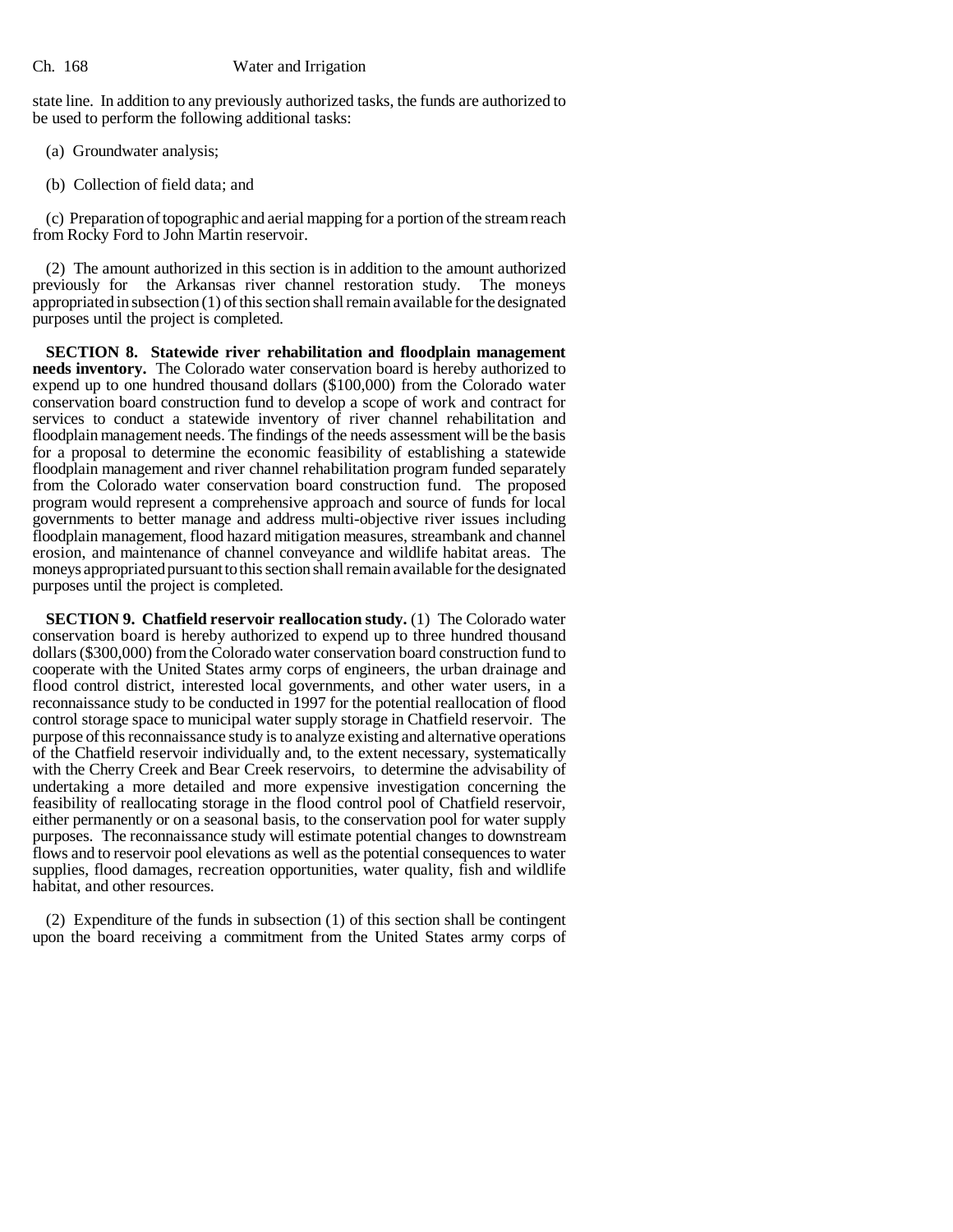state line. In addition to any previously authorized tasks, the funds are authorized to be used to perform the following additional tasks:

(a) Groundwater analysis;

(b) Collection of field data; and

(c) Preparation of topographic and aerial mapping for a portion of the stream reach from Rocky Ford to John Martin reservoir.

(2) The amount authorized in this section is in addition to the amount authorized previously for the Arkansas river channel restoration study. The moneys appropriated in subsection (1) of this section shall remain available for the designated purposes until the project is completed.

**SECTION 8. Statewide river rehabilitation and floodplain management needs inventory.** The Colorado water conservation board is hereby authorized to expend up to one hundred thousand dollars ($100,000) from the Colorado water conservation board construction fund to develop a scope of work and contract for services to conduct a statewide inventory of river channel rehabilitation and floodplain management needs. The findings of the needs assessment will be the basis for a proposal to determine the economic feasibility of establishing a statewide floodplain management and river channel rehabilitation program funded separately from the Colorado water conservation board construction fund. The proposed program would represent a comprehensive approach and source of funds for local governments to better manage and address multi-objective river issues including floodplain management, flood hazard mitigation measures, streambank and channel erosion, and maintenance of channel conveyance and wildlife habitat areas. The moneys appropriated pursuant to this section shall remain available for the designated purposes until the project is completed.

**SECTION 9. Chatfield reservoir reallocation study.** (1) The Colorado water conservation board is hereby authorized to expend up to three hundred thousand dollars ($300,000) from the Colorado water conservation board construction fund to cooperate with the United States army corps of engineers, the urban drainage and flood control district, interested local governments, and other water users, in a reconnaissance study to be conducted in 1997 for the potential reallocation of flood control storage space to municipal water supply storage in Chatfield reservoir. The purpose of this reconnaissance study is to analyze existing and alternative operations of the Chatfield reservoir individually and, to the extent necessary, systematically with the Cherry Creek and Bear Creek reservoirs, to determine the advisability of undertaking a more detailed and more expensive investigation concerning the feasibility of reallocating storage in the flood control pool of Chatfield reservoir, either permanently or on a seasonal basis, to the conservation pool for water supply purposes. The reconnaissance study will estimate potential changes to downstream flows and to reservoir pool elevations as well as the potential consequences to water supplies, flood damages, recreation opportunities, water quality, fish and wildlife habitat, and other resources.

(2) Expenditure of the funds in subsection (1) of this section shall be contingent upon the board receiving a commitment from the United States army corps of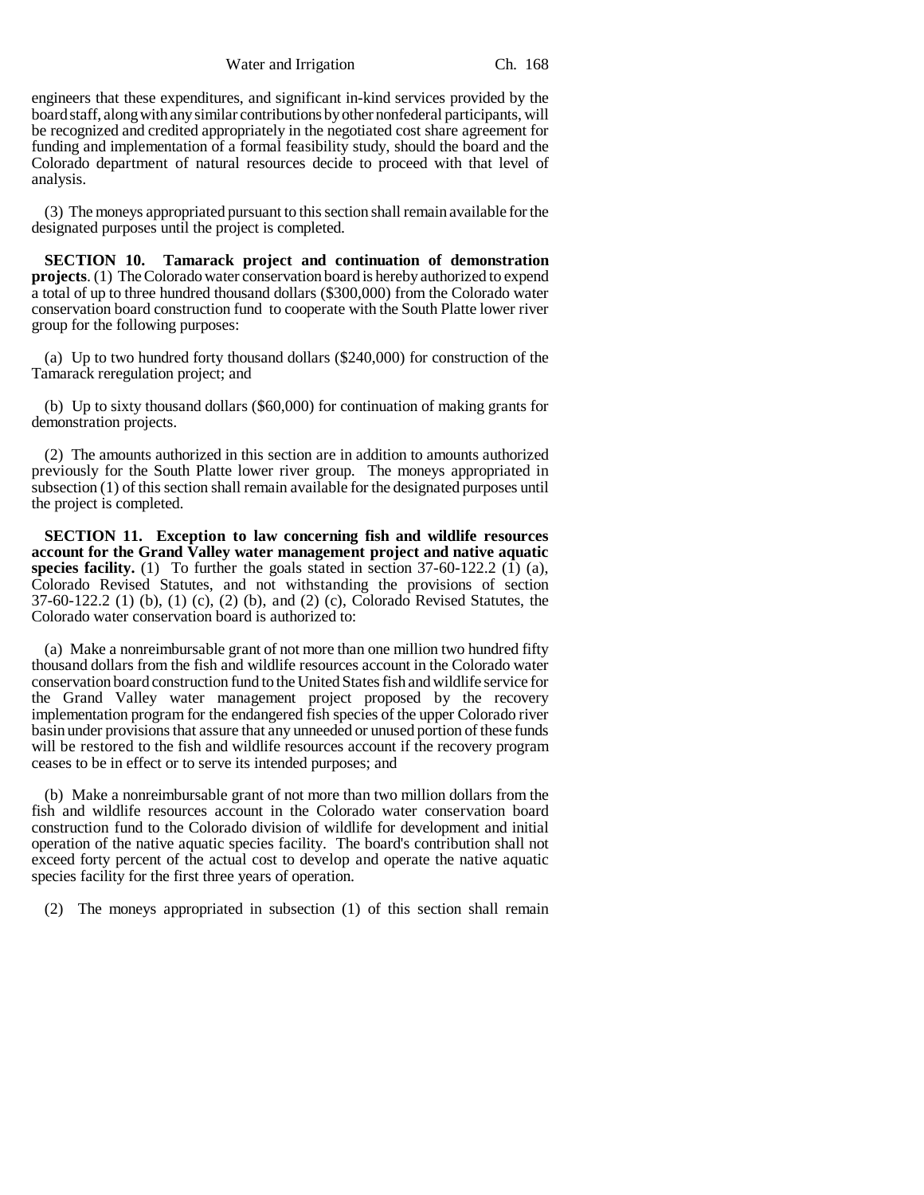engineers that these expenditures, and significant in-kind services provided by the board staff, along with any similar contributions by other nonfederal participants, will be recognized and credited appropriately in the negotiated cost share agreement for funding and implementation of a formal feasibility study, should the board and the Colorado department of natural resources decide to proceed with that level of analysis.

(3) The moneys appropriated pursuant to this section shall remain available for the designated purposes until the project is completed.

**SECTION 10. Tamarack project and continuation of demonstration projects**. (1) The Colorado water conservation board is hereby authorized to expend a total of up to three hundred thousand dollars ($300,000) from the Colorado water conservation board construction fund to cooperate with the South Platte lower river group for the following purposes:

(a) Up to two hundred forty thousand dollars ($240,000) for construction of the Tamarack reregulation project; and

(b) Up to sixty thousand dollars ($60,000) for continuation of making grants for demonstration projects.

(2) The amounts authorized in this section are in addition to amounts authorized previously for the South Platte lower river group. The moneys appropriated in subsection (1) of this section shall remain available for the designated purposes until the project is completed.

**SECTION 11. Exception to law concerning fish and wildlife resources account for the Grand Valley water management project and native aquatic species facility.** (1) To further the goals stated in section 37-60-122.2 (1) (a), Colorado Revised Statutes, and not withstanding the provisions of section 37-60-122.2 (1) (b), (1) (c), (2) (b), and (2) (c), Colorado Revised Statutes, the Colorado water conservation board is authorized to:

(a) Make a nonreimbursable grant of not more than one million two hundred fifty thousand dollars from the fish and wildlife resources account in the Colorado water conservation board construction fund to the United States fish and wildlife service for the Grand Valley water management project proposed by the recovery implementation program for the endangered fish species of the upper Colorado river basin under provisions that assure that any unneeded or unused portion of these funds will be restored to the fish and wildlife resources account if the recovery program ceases to be in effect or to serve its intended purposes; and

(b) Make a nonreimbursable grant of not more than two million dollars from the fish and wildlife resources account in the Colorado water conservation board construction fund to the Colorado division of wildlife for development and initial operation of the native aquatic species facility. The board's contribution shall not exceed forty percent of the actual cost to develop and operate the native aquatic species facility for the first three years of operation.

(2) The moneys appropriated in subsection (1) of this section shall remain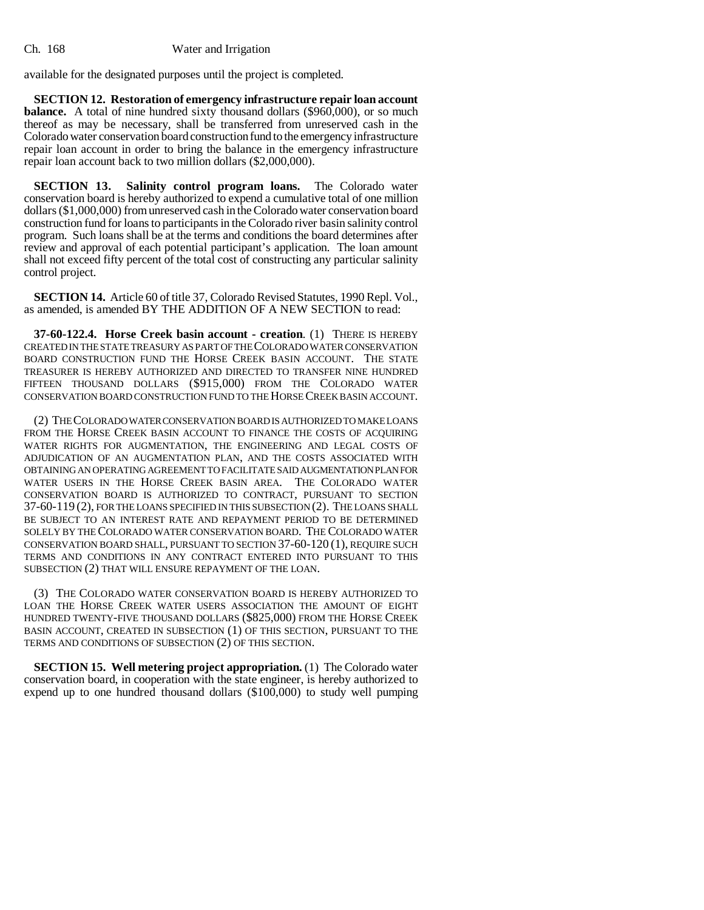available for the designated purposes until the project is completed.

**SECTION 12. Restoration of emergency infrastructure repair loan account balance.** A total of nine hundred sixty thousand dollars ($960,000), or so much thereof as may be necessary, shall be transferred from unreserved cash in the Colorado water conservation board construction fund to the emergency infrastructure repair loan account in order to bring the balance in the emergency infrastructure repair loan account back to two million dollars ($2,000,000).

**SECTION 13. Salinity control program loans.** The Colorado water conservation board is hereby authorized to expend a cumulative total of one million dollars ($1,000,000) from unreserved cash in the Colorado water conservation board construction fund for loans to participants in the Colorado river basin salinity control program. Such loans shall be at the terms and conditions the board determines after review and approval of each potential participant's application. The loan amount shall not exceed fifty percent of the total cost of constructing any particular salinity control project.

**SECTION 14.** Article 60 of title 37, Colorado Revised Statutes, 1990 Repl. Vol., as amended, is amended BY THE ADDITION OF A NEW SECTION to read:

**37-60-122.4. Horse Creek basin account - creation**. (1) THERE IS HEREBY CREATED IN THE STATE TREASURY AS PART OF THE COLORADO WATER CONSERVATION BOARD CONSTRUCTION FUND THE HORSE CREEK BASIN ACCOUNT. THE STATE TREASURER IS HEREBY AUTHORIZED AND DIRECTED TO TRANSFER NINE HUNDRED FIFTEEN THOUSAND DOLLARS ($915,000) FROM THE COLORADO WATER CONSERVATION BOARD CONSTRUCTION FUND TO THE HORSE CREEK BASIN ACCOUNT.

(2) THE COLORADO WATER CONSERVATION BOARD IS AUTHORIZED TO MAKE LOANS FROM THE HORSE CREEK BASIN ACCOUNT TO FINANCE THE COSTS OF ACQUIRING WATER RIGHTS FOR AUGMENTATION, THE ENGINEERING AND LEGAL COSTS OF ADJUDICATION OF AN AUGMENTATION PLAN, AND THE COSTS ASSOCIATED WITH OBTAINING AN OPERATING AGREEMENT TO FACILITATE SAID AUGMENTATION PLAN FOR WATER USERS IN THE HORSE CREEK BASIN AREA. THE COLORADO WATER CONSERVATION BOARD IS AUTHORIZED TO CONTRACT, PURSUANT TO SECTION 37-60-119 (2), FOR THE LOANS SPECIFIED IN THIS SUBSECTION (2). THE LOANS SHALL BE SUBJECT TO AN INTEREST RATE AND REPAYMENT PERIOD TO BE DETERMINED SOLELY BY THE COLORADO WATER CONSERVATION BOARD. THE COLORADO WATER CONSERVATION BOARD SHALL, PURSUANT TO SECTION 37-60-120 (1), REQUIRE SUCH TERMS AND CONDITIONS IN ANY CONTRACT ENTERED INTO PURSUANT TO THIS SUBSECTION (2) THAT WILL ENSURE REPAYMENT OF THE LOAN.

(3) THE COLORADO WATER CONSERVATION BOARD IS HEREBY AUTHORIZED TO LOAN THE HORSE CREEK WATER USERS ASSOCIATION THE AMOUNT OF EIGHT HUNDRED TWENTY-FIVE THOUSAND DOLLARS ($825,000) FROM THE HORSE CREEK BASIN ACCOUNT, CREATED IN SUBSECTION (1) OF THIS SECTION, PURSUANT TO THE TERMS AND CONDITIONS OF SUBSECTION (2) OF THIS SECTION.

**SECTION 15. Well metering project appropriation.** (1) The Colorado water conservation board, in cooperation with the state engineer, is hereby authorized to expend up to one hundred thousand dollars ($100,000) to study well pumping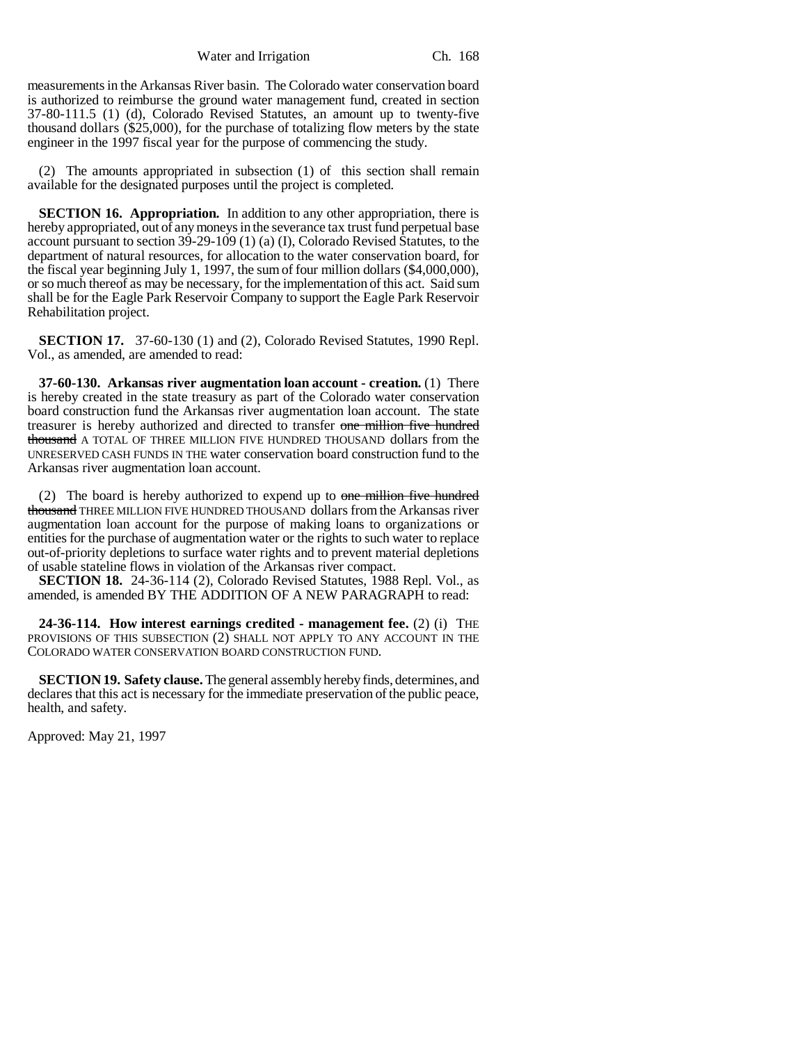measurements in the Arkansas River basin. The Colorado water conservation board is authorized to reimburse the ground water management fund, created in section 37-80-111.5 (1) (d), Colorado Revised Statutes, an amount up to twenty-five thousand dollars ($25,000), for the purchase of totalizing flow meters by the state engineer in the 1997 fiscal year for the purpose of commencing the study.

(2) The amounts appropriated in subsection (1) of this section shall remain available for the designated purposes until the project is completed.

**SECTION 16. Appropriation.** In addition to any other appropriation, there is hereby appropriated, out of any moneys in the severance tax trust fund perpetual base account pursuant to section 39-29-109 (1) (a) (I), Colorado Revised Statutes, to the department of natural resources, for allocation to the water conservation board, for the fiscal year beginning July 1, 1997, the sum of four million dollars ($4,000,000), or so much thereof as may be necessary, for the implementation of this act. Said sum shall be for the Eagle Park Reservoir Company to support the Eagle Park Reservoir Rehabilitation project.

**SECTION 17.** 37-60-130 (1) and (2), Colorado Revised Statutes, 1990 Repl. Vol., as amended, are amended to read:

**37-60-130. Arkansas river augmentation loan account - creation.** (1) There is hereby created in the state treasury as part of the Colorado water conservation board construction fund the Arkansas river augmentation loan account. The state treasurer is hereby authorized and directed to transfer ~~one million five hundred thousand~~ A TOTAL OF THREE MILLION FIVE HUNDRED THOUSAND dollars from the UNRESERVED CASH FUNDS IN THE water conservation board construction fund to the Arkansas river augmentation loan account.

(2) The board is hereby authorized to expend up to ~~one million five hundred thousand~~ THREE MILLION FIVE HUNDRED THOUSAND dollars from the Arkansas river augmentation loan account for the purpose of making loans to organizations or entities for the purchase of augmentation water or the rights to such water to replace out-of-priority depletions to surface water rights and to prevent material depletions of usable stateline flows in violation of the Arkansas river compact.

**SECTION 18.** 24-36-114 (2), Colorado Revised Statutes, 1988 Repl. Vol., as amended, is amended BY THE ADDITION OF A NEW PARAGRAPH to read:

**24-36-114. How interest earnings credited - management fee.** (2) (i) THE PROVISIONS OF THIS SUBSECTION (2) SHALL NOT APPLY TO ANY ACCOUNT IN THE COLORADO WATER CONSERVATION BOARD CONSTRUCTION FUND.

**SECTION 19. Safety clause.** The general assembly hereby finds, determines, and declares that this act is necessary for the immediate preservation of the public peace, health, and safety.

Approved: May 21, 1997